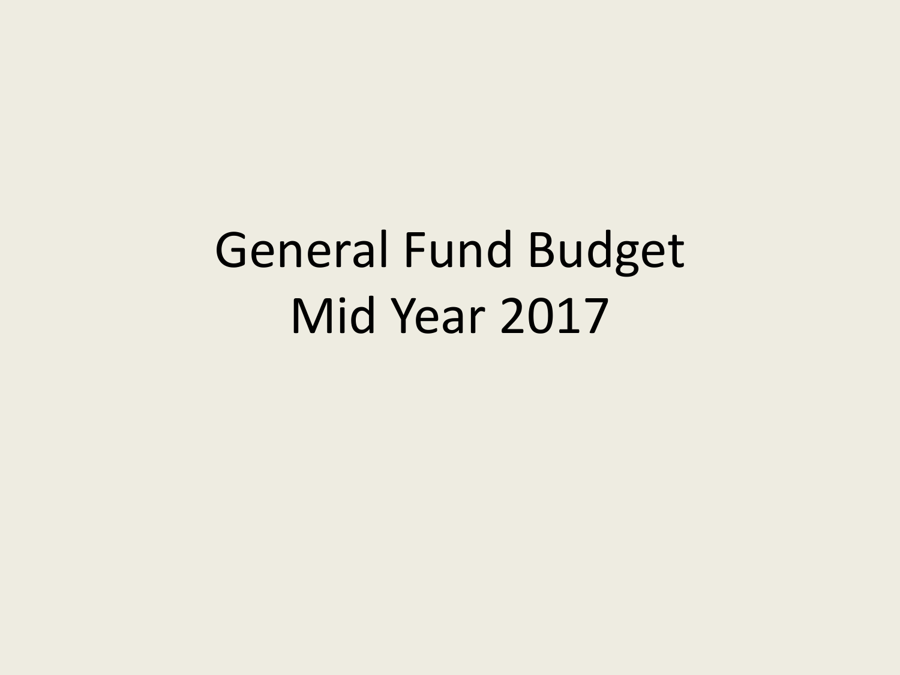# General Fund Budget
# Mid Year 2017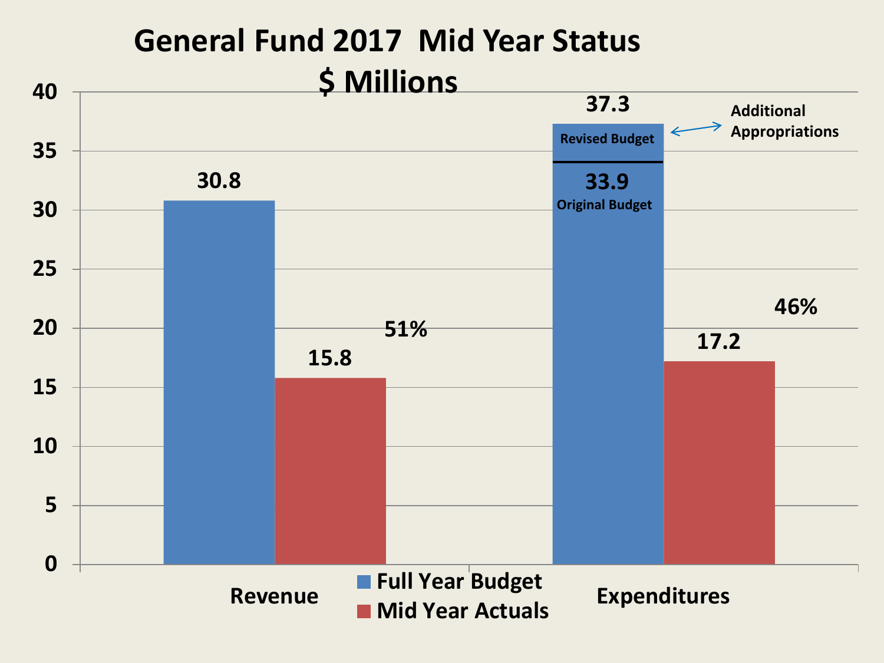# General Fund 2017 Mid Year Status
## $ Millions

| | Full Year Budget | Mid Year Actuals | % |
|---|---|---|---|
| Revenue | 30.8 | 15.8 | 51% |
| Expenditures | 37.3 (Revised Budget) / 33.9 (Original Budget) | 17.2 | 46% |

Additional Appropriations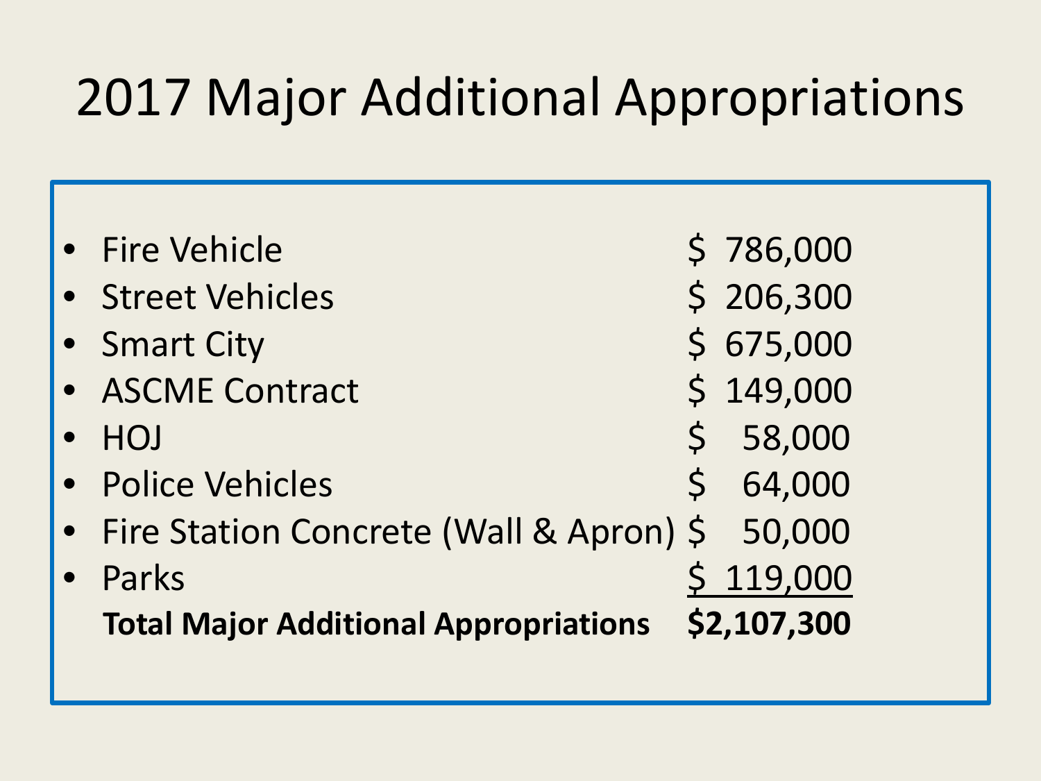# 2017 Major Additional Appropriations

| Item | Amount |
| --- | --- |
| Fire Vehicle | $ 786,000 |
| Street Vehicles | $ 206,300 |
| Smart City | $ 675,000 |
| ASCME Contract | $ 149,000 |
| HOJ | $ 58,000 |
| Police Vehicles | $ 64,000 |
| Fire Station Concrete (Wall & Apron) | $ 50,000 |
| Parks | $ 119,000 |
| **Total Major Additional Appropriations** | **$2,107,300** |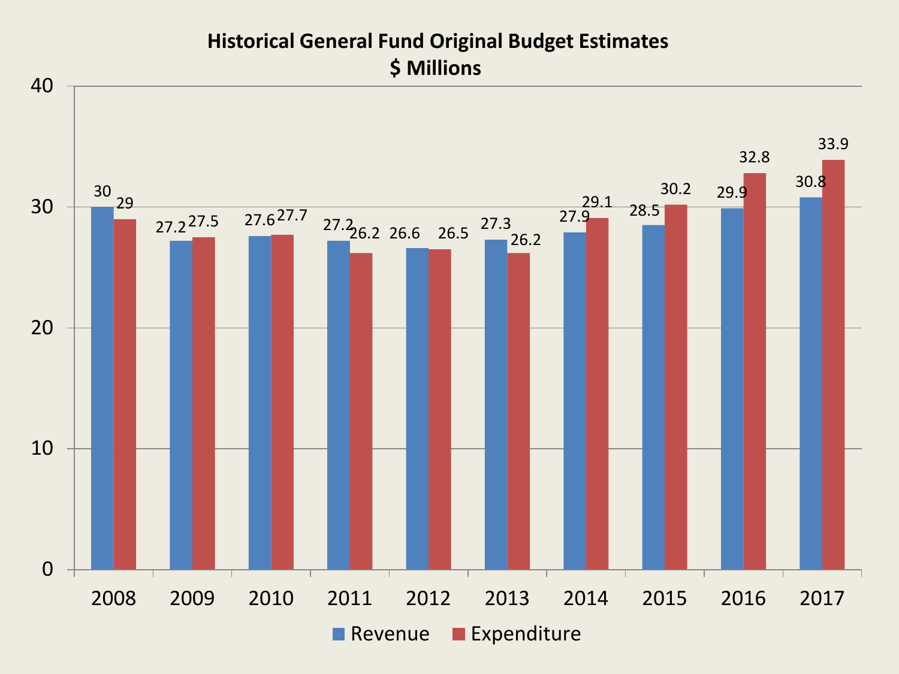## Historical General Fund Original Budget Estimates
### $ Millions

| Year | Revenue | Expenditure |
| --- | --- | --- |
| 2008 | 30 | 29 |
| 2009 | 27.2 | 27.5 |
| 2010 | 27.6 | 27.7 |
| 2011 | 27.2 | 26.2 |
| 2012 | 26.6 | 26.5 |
| 2013 | 27.3 | 26.2 |
| 2014 | 27.9 | 29.1 |
| 2015 | 28.5 | 30.2 |
| 2016 | 29.9 | 32.8 |
| 2017 | 30.8 | 33.9 |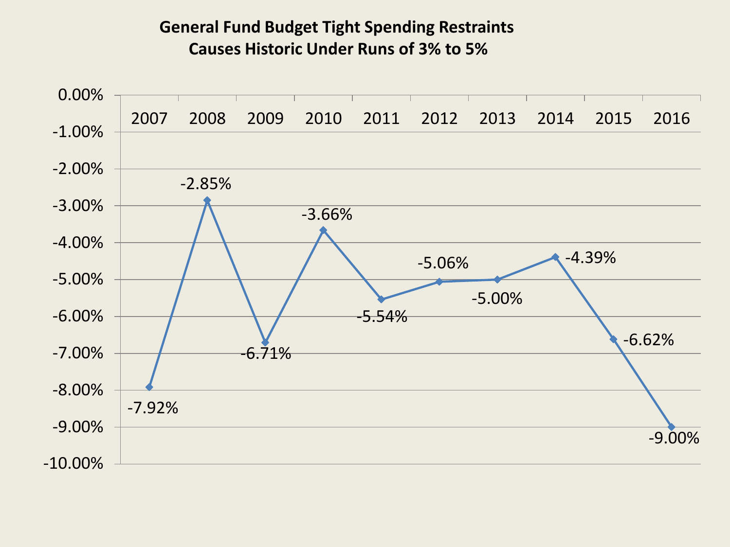## General Fund Budget Tight Spending Restraints Causes Historic Under Runs of 3% to 5%

| Year | Under Run |
|---|---|
| 2007 | -7.92% |
| 2008 | -2.85% |
| 2009 | -6.71% |
| 2010 | -3.66% |
| 2011 | -5.54% |
| 2012 | -5.06% |
| 2013 | -5.00% |
| 2014 | -4.39% |
| 2015 | -6.62% |
| 2016 | -9.00% |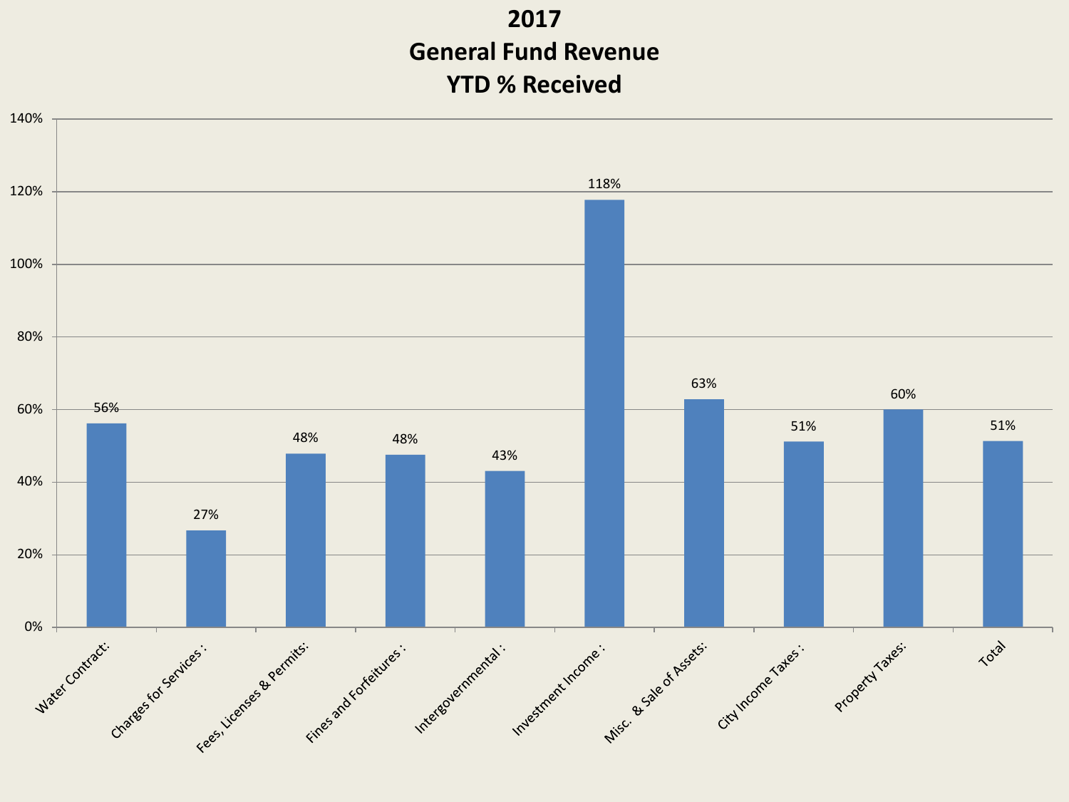# 2017
# General Fund Revenue
# YTD % Received

| Category | YTD % Received |
|---|---|
| Water Contract: | 56% |
| Charges for Services : | 27% |
| Fees, Licenses & Permits: | 48% |
| Fines and Forfeitures : | 48% |
| Intergovernmental : | 43% |
| Investment Income : | 118% |
| Misc. & Sale of Assets: | 63% |
| City Income Taxes : | 51% |
| Property Taxes: | 60% |
| Total | 51% |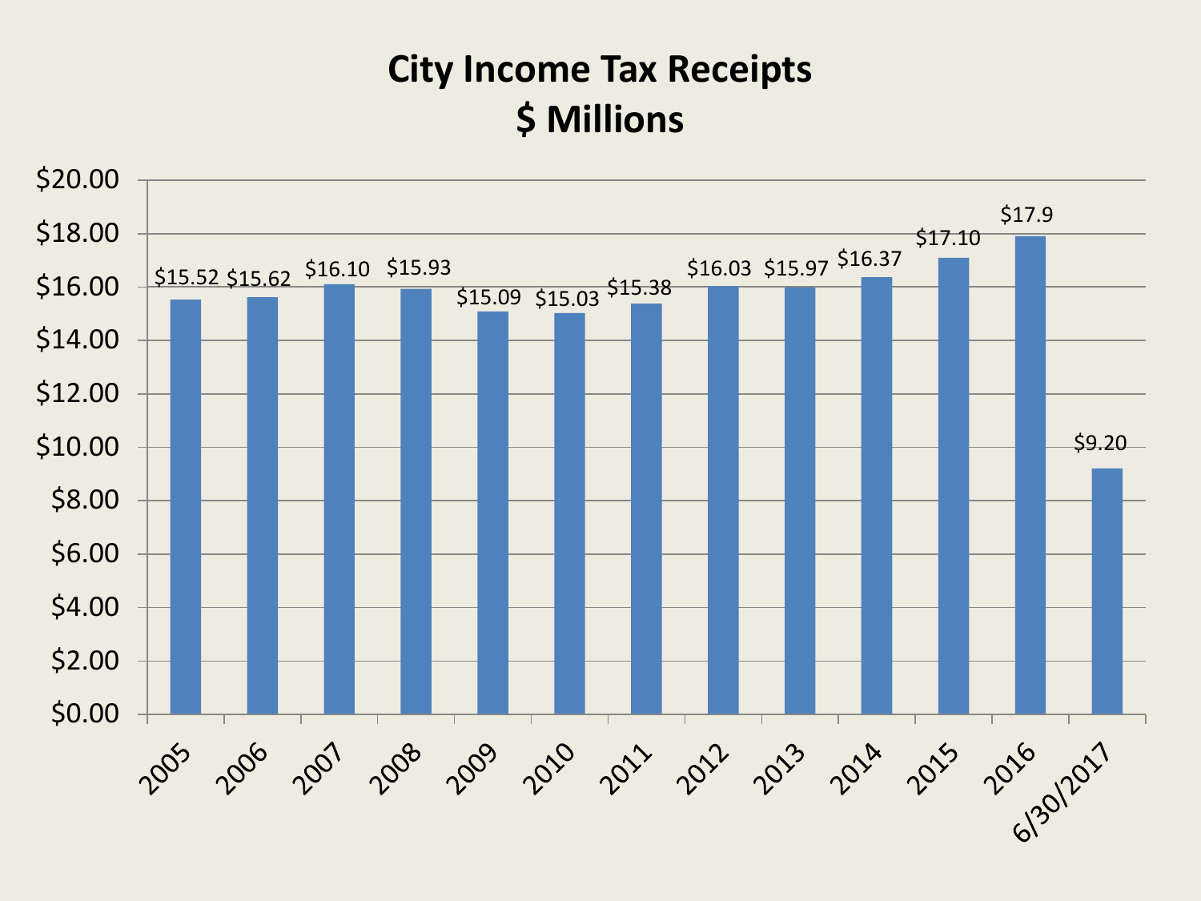# City Income Tax Receipts
## $ Millions

| Year | Receipts |
|---|---|
| 2005 | $15.52 |
| 2006 | $15.62 |
| 2007 | $16.10 |
| 2008 | $15.93 |
| 2009 | $15.09 |
| 2010 | $15.03 |
| 2011 | $15.38 |
| 2012 | $16.03 |
| 2013 | $15.97 |
| 2014 | $16.37 |
| 2015 | $17.10 |
| 2016 | $17.9 |
| 6/30/2017 | $9.20 |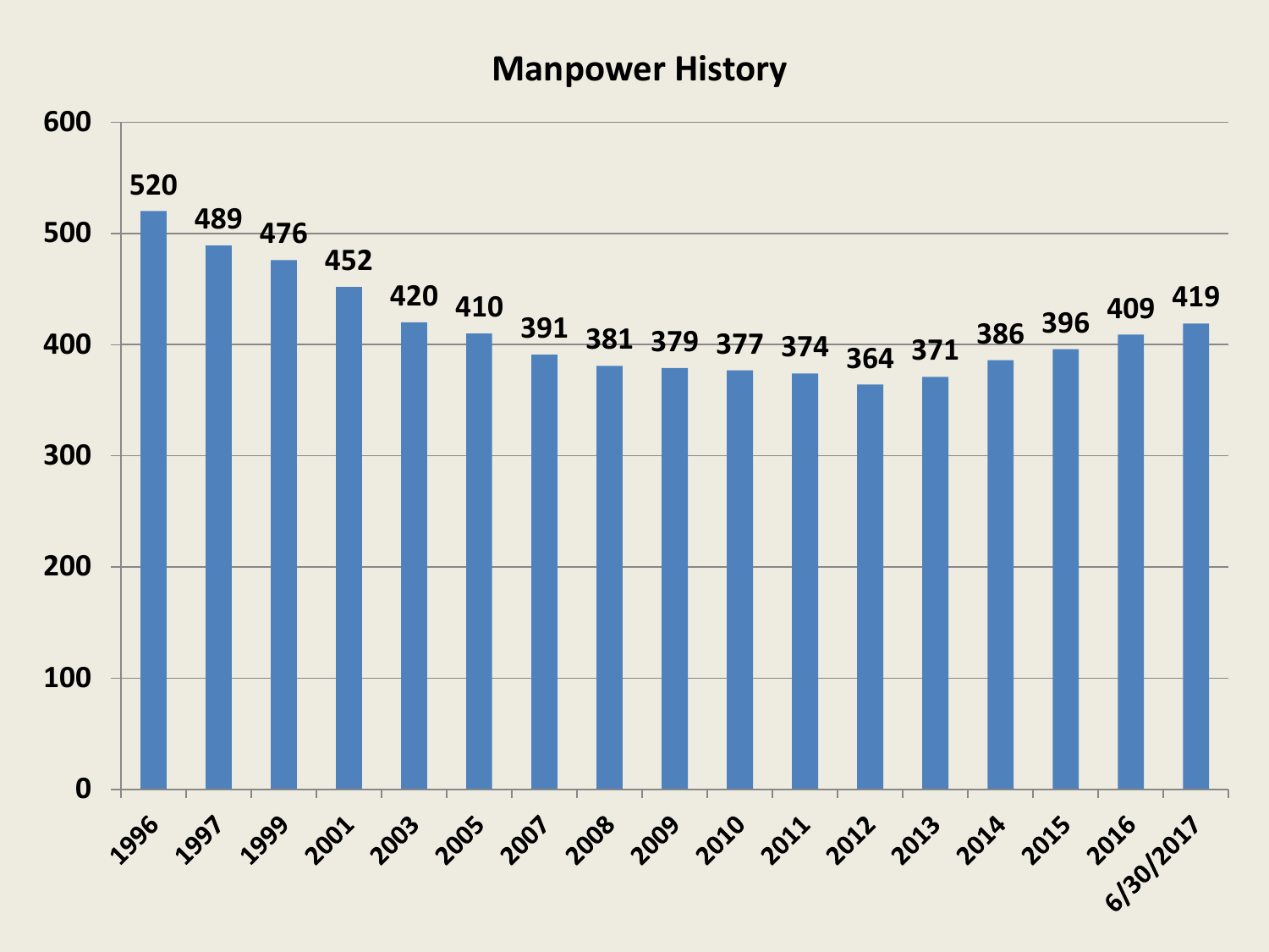# Manpower History

| Year | Manpower |
| --- | --- |
| 1996 | 520 |
| 1997 | 489 |
| 1999 | 476 |
| 2001 | 452 |
| 2003 | 420 |
| 2005 | 410 |
| 2007 | 391 |
| 2008 | 381 |
| 2009 | 379 |
| 2010 | 377 |
| 2011 | 374 |
| 2012 | 364 |
| 2013 | 371 |
| 2014 | 386 |
| 2015 | 396 |
| 2016 | 409 |
| 6/30/2017 | 419 |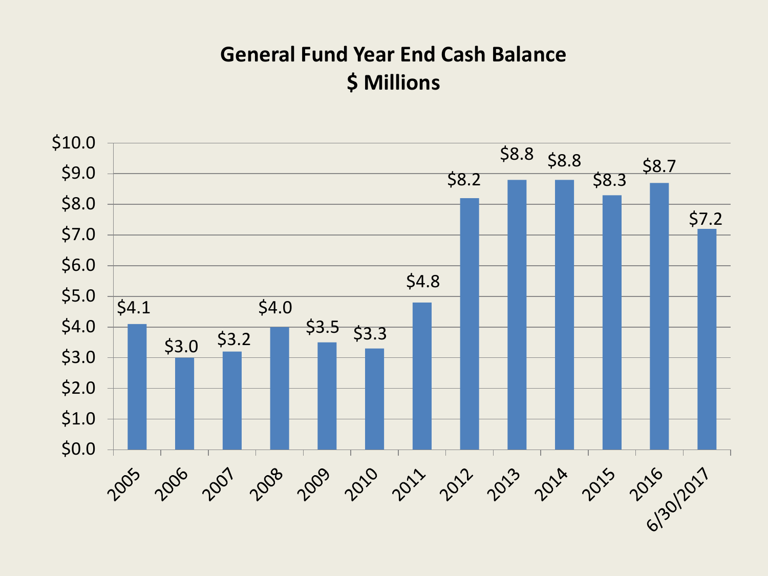## General Fund Year End Cash Balance
## $ Millions

| Year | Balance |
|---|---|
| 2005 | $4.1 |
| 2006 | $3.0 |
| 2007 | $3.2 |
| 2008 | $4.0 |
| 2009 | $3.5 |
| 2010 | $3.3 |
| 2011 | $4.8 |
| 2012 | $8.2 |
| 2013 | $8.8 |
| 2014 | $8.8 |
| 2015 | $8.3 |
| 2016 | $8.7 |
| 6/30/2017 | $7.2 |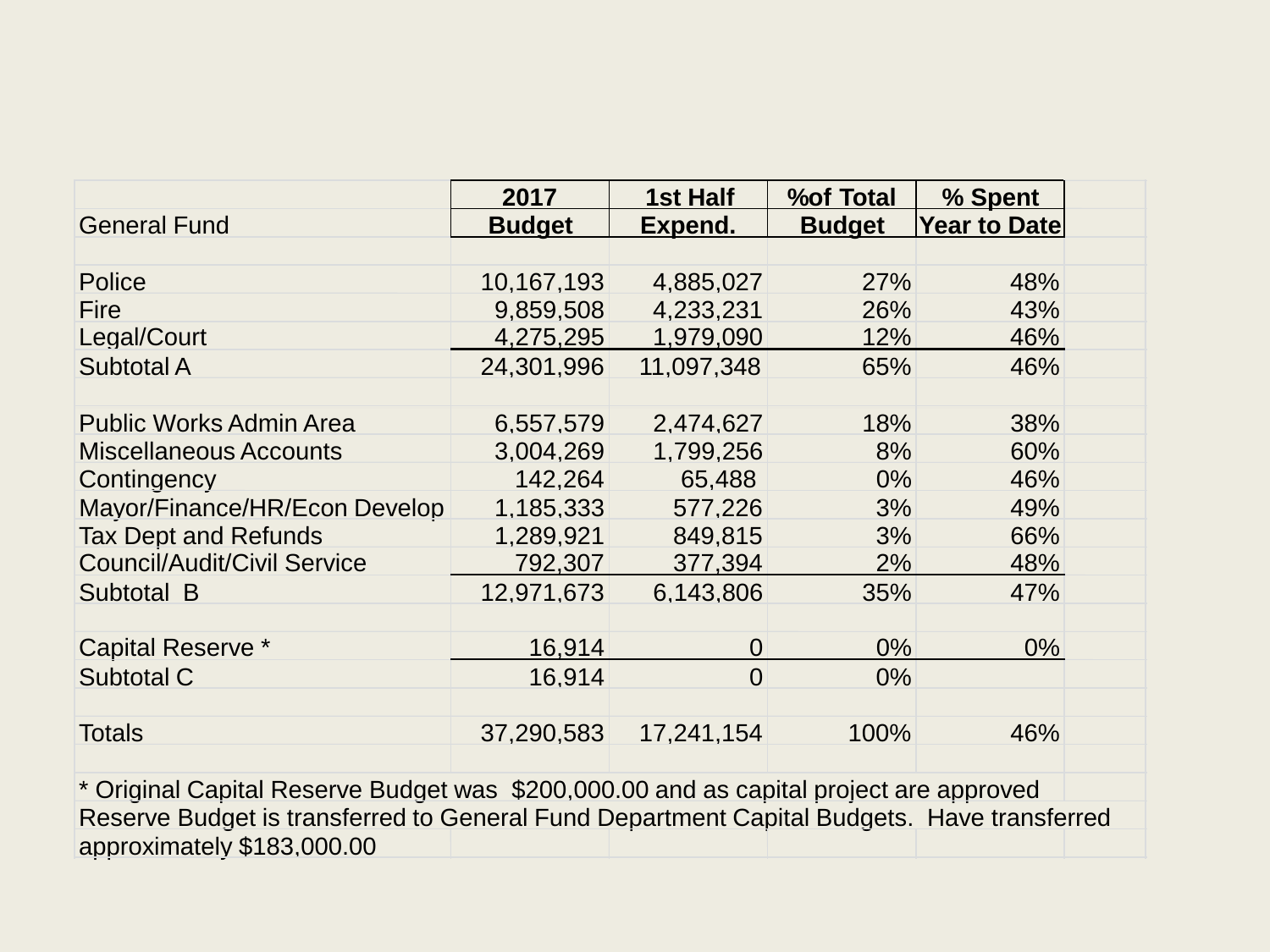| General Fund | 2017 Budget | 1st Half Expend. | %of Total Budget | % Spent Year to Date |
|---|---|---|---|---|
| Police | 10,167,193 | 4,885,027 | 27% | 48% |
| Fire | 9,859,508 | 4,233,231 | 26% | 43% |
| Legal/Court | 4,275,295 | 1,979,090 | 12% | 46% |
| Subtotal A | 24,301,996 | 11,097,348 | 65% | 46% |
| | | | | |
| Public Works Admin Area | 6,557,579 | 2,474,627 | 18% | 38% |
| Miscellaneous Accounts | 3,004,269 | 1,799,256 | 8% | 60% |
| Contingency | 142,264 | 65,488 | 0% | 46% |
| Mayor/Finance/HR/Econ Develop | 1,185,333 | 577,226 | 3% | 49% |
| Tax Dept and Refunds | 1,289,921 | 849,815 | 3% | 66% |
| Council/Audit/Civil Service | 792,307 | 377,394 | 2% | 48% |
| Subtotal B | 12,971,673 | 6,143,806 | 35% | 47% |
| | | | | |
| Capital Reserve * | 16,914 | 0 | 0% | 0% |
| Subtotal C | 16,914 | 0 | 0% | |
| | | | | |
| Totals | 37,290,583 | 17,241,154 | 100% | 46% |

* Original Capital Reserve Budget was $200,000.00 and as capital project are approved Reserve Budget is transferred to General Fund Department Capital Budgets. Have transferred approximately $183,000.00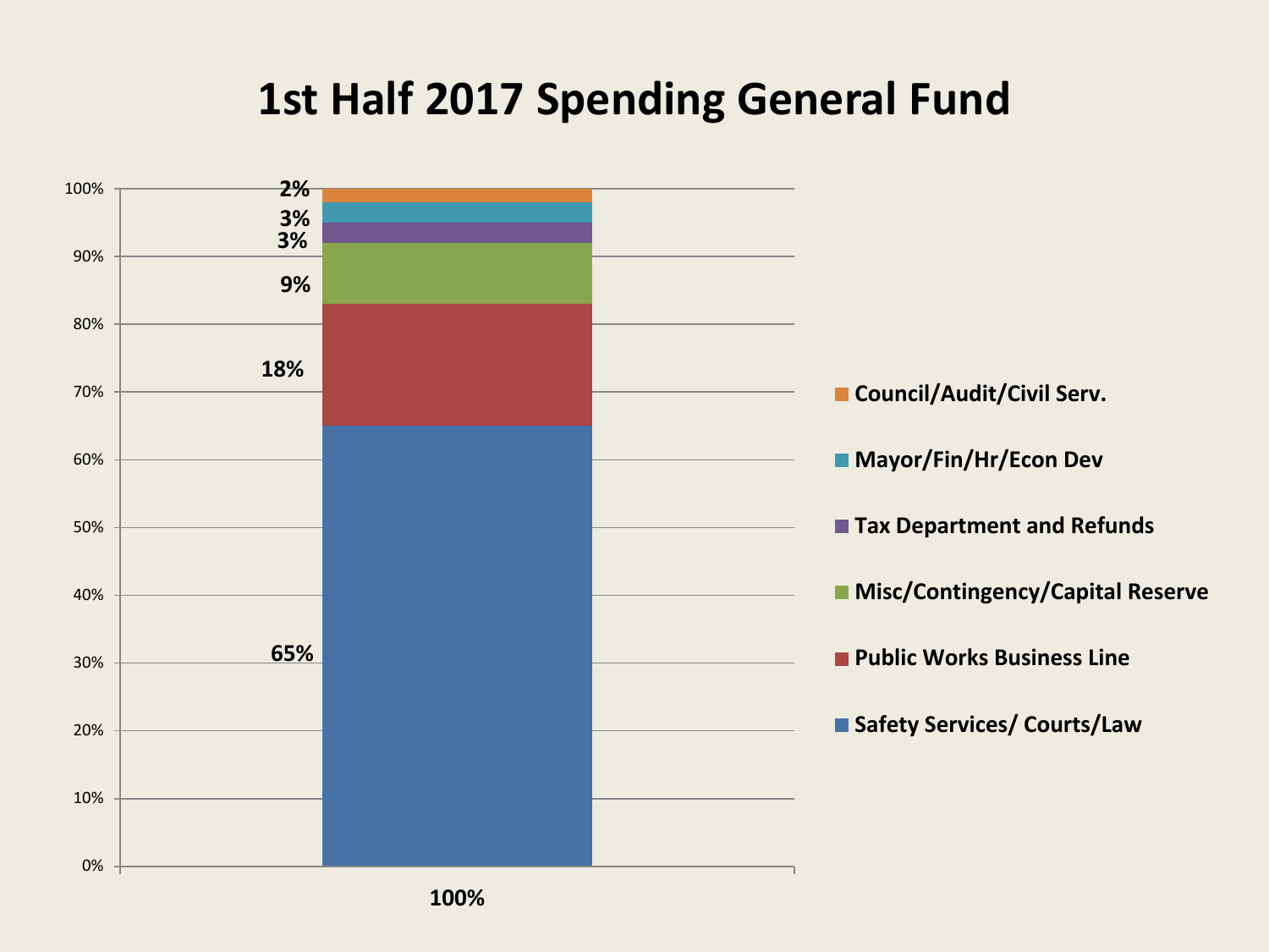# 1st Half 2017 Spending General Fund

| Category | Percentage |
| --- | --- |
| Council/Audit/Civil Serv. | 2% |
| Mayor/Fin/Hr/Econ Dev | 3% |
| Tax Department and Refunds | 3% |
| Misc/Contingency/Capital Reserve | 9% |
| Public Works Business Line | 18% |
| Safety Services/ Courts/Law | 65% |
| **Total** | **100%** |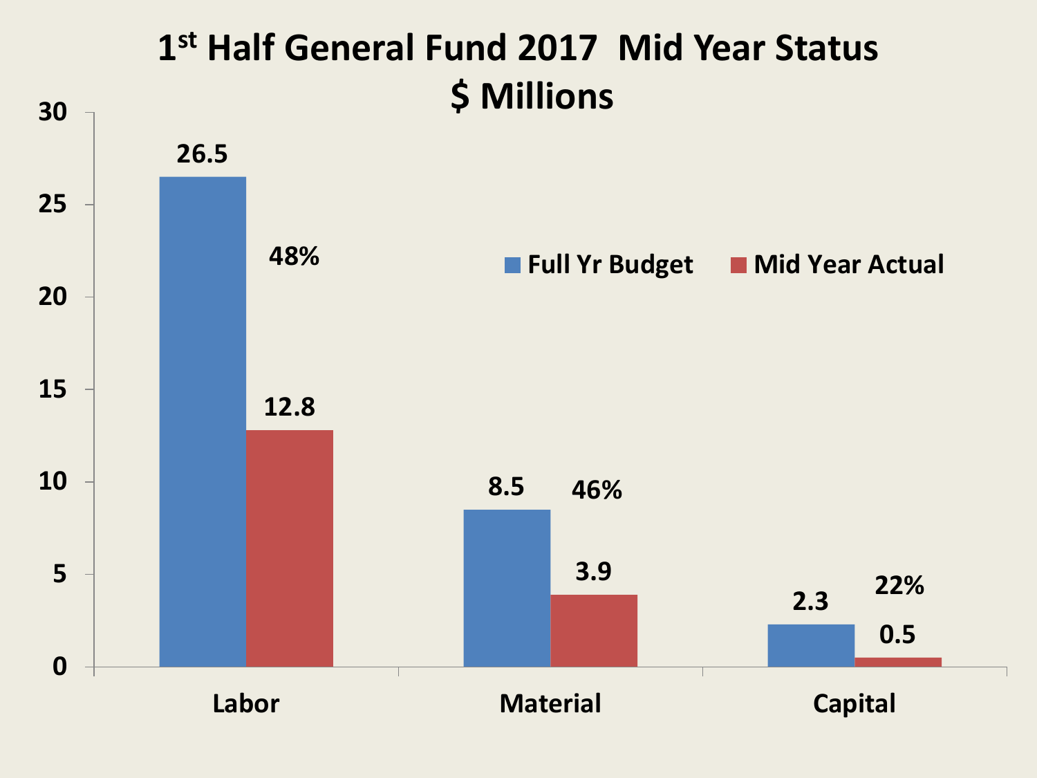# 1[st] Half General Fund 2017 Mid Year Status
## $ Millions

| | Full Yr Budget | Mid Year Actual | % |
|---|---|---|---|
| Labor | 26.5 | 12.8 | 48% |
| Material | 8.5 | 3.9 | 46% |
| Capital | 2.3 | 0.5 | 22% |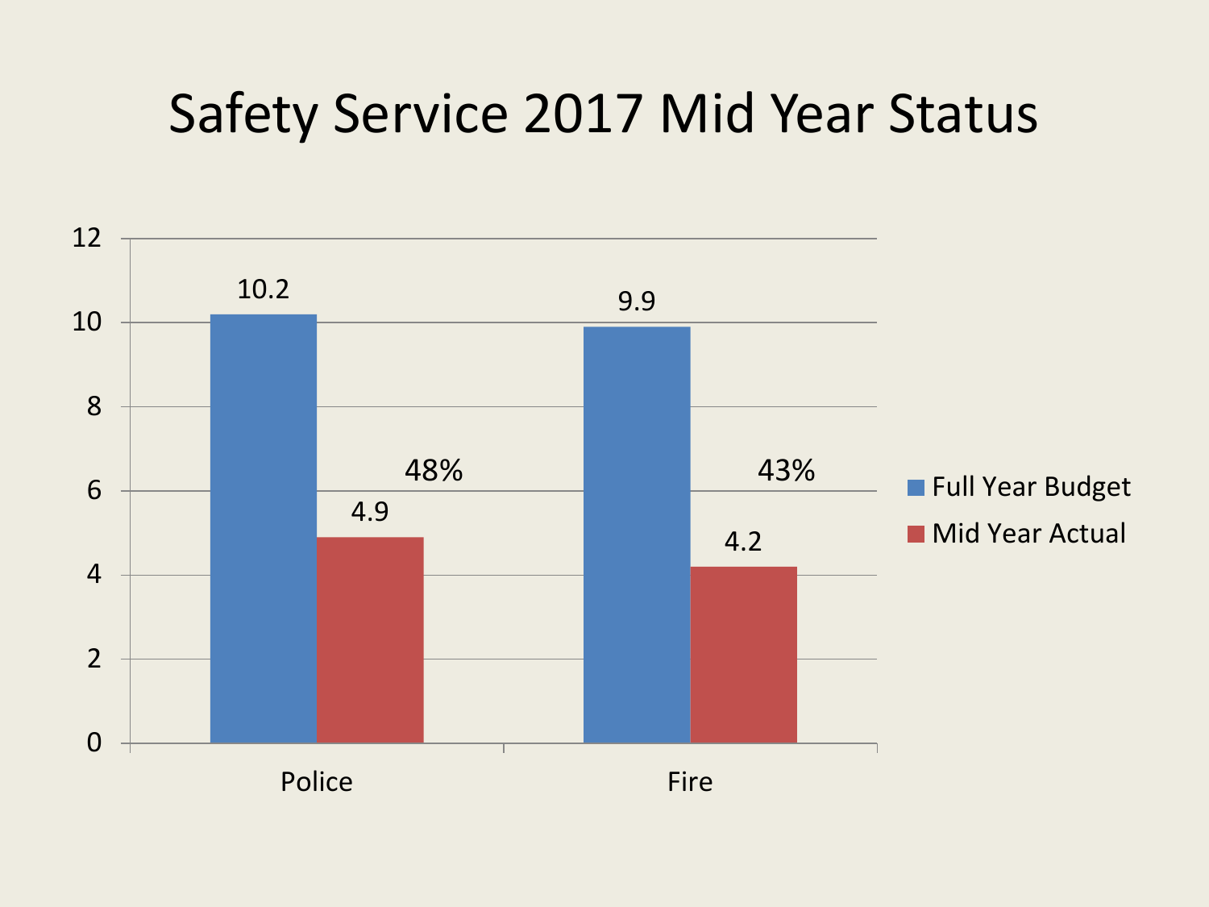# Safety Service 2017 Mid Year Status

| | Full Year Budget | Mid Year Actual | |
|---|---|---|---|
| Police | 10.2 | 4.9 | 48% |
| Fire | 9.9 | 4.2 | 43% |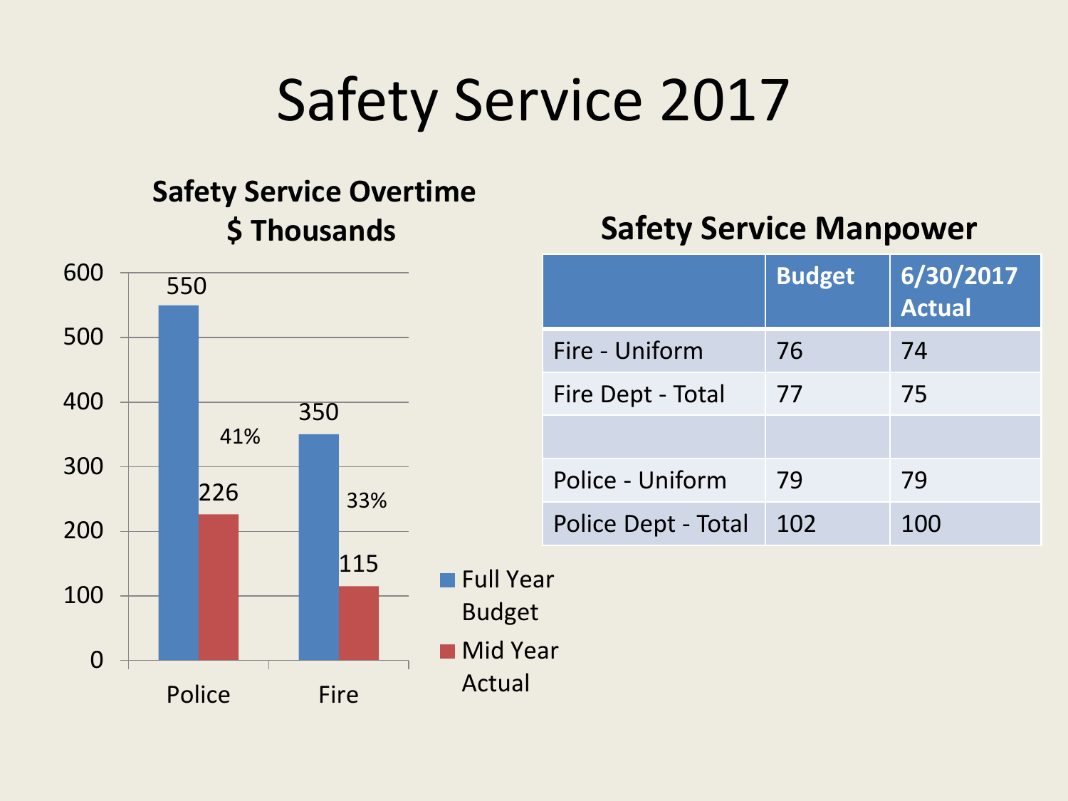# Safety Service 2017

### Safety Service Overtime $ Thousands

| | Full Year Budget | Mid Year Actual | % |
|---|---|---|---|
| Police | 550 | 226 | 41% |
| Fire | 350 | 115 | 33% |

### Safety Service Manpower

| | Budget | 6/30/2017 Actual |
|---|---|---|
| Fire - Uniform | 76 | 74 |
| Fire Dept - Total | 77 | 75 |
| | | |
| Police - Uniform | 79 | 79 |
| Police Dept - Total | 102 | 100 |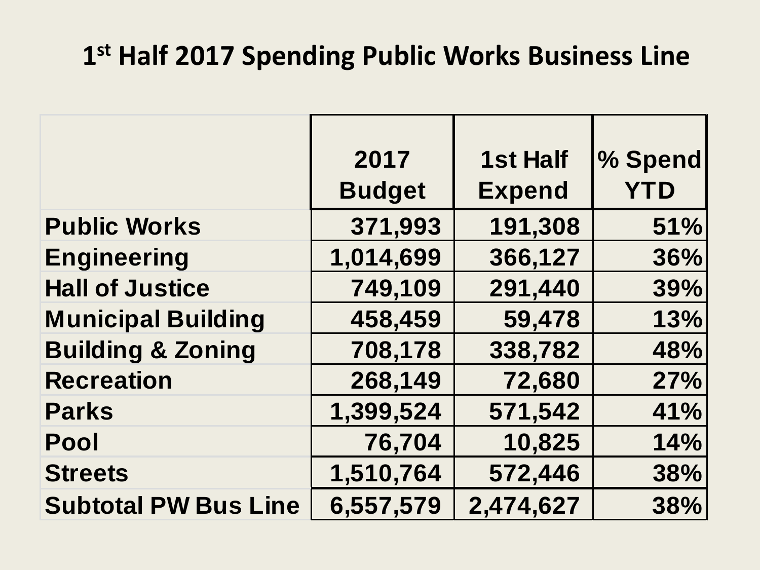# 1st Half 2017 Spending Public Works Business Line

| | 2017 Budget | 1st Half Expend | % Spend YTD |
|---|---|---|---|
| Public Works | 371,993 | 191,308 | 51% |
| Engineering | 1,014,699 | 366,127 | 36% |
| Hall of Justice | 749,109 | 291,440 | 39% |
| Municipal Building | 458,459 | 59,478 | 13% |
| Building & Zoning | 708,178 | 338,782 | 48% |
| Recreation | 268,149 | 72,680 | 27% |
| Parks | 1,399,524 | 571,542 | 41% |
| Pool | 76,704 | 10,825 | 14% |
| Streets | 1,510,764 | 572,446 | 38% |
| Subtotal PW Bus Line | 6,557,579 | 2,474,627 | 38% |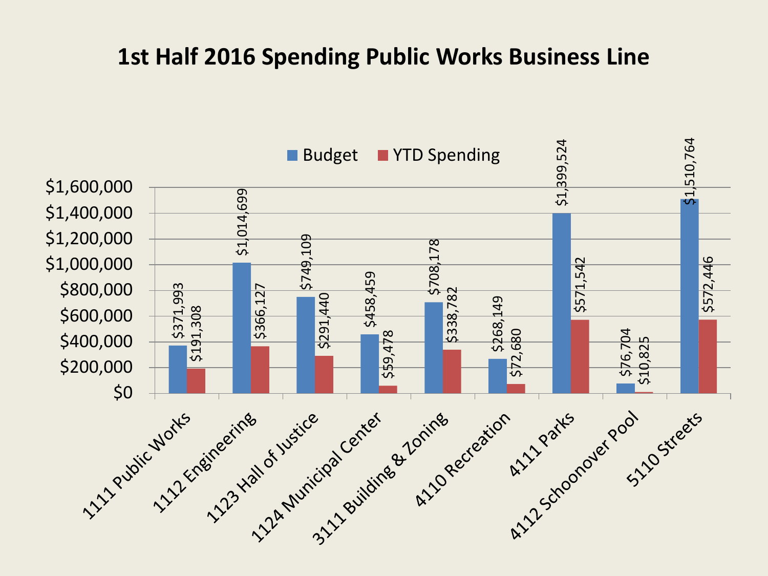# 1st Half 2016 Spending Public Works Business Line

| Department | Budget | YTD Spending |
| --- | --- | --- |
| 1111 Public Works | $371,993 | $191,308 |
| 1112 Engineering | $1,014,699 | $366,127 |
| 1123 Hall of Justice | $749,109 | $291,440 |
| 1124 Municipal Center | $458,459 | $59,478 |
| 3111 Building & Zoning | $708,178 | $338,782 |
| 4110 Recreation | $268,149 | $72,680 |
| 4111 Parks | $1,399,524 | $571,542 |
| 4112 Schoonover Pool | $76,704 | $10,825 |
| 5110 Streets | $1,510,764 | $572,446 |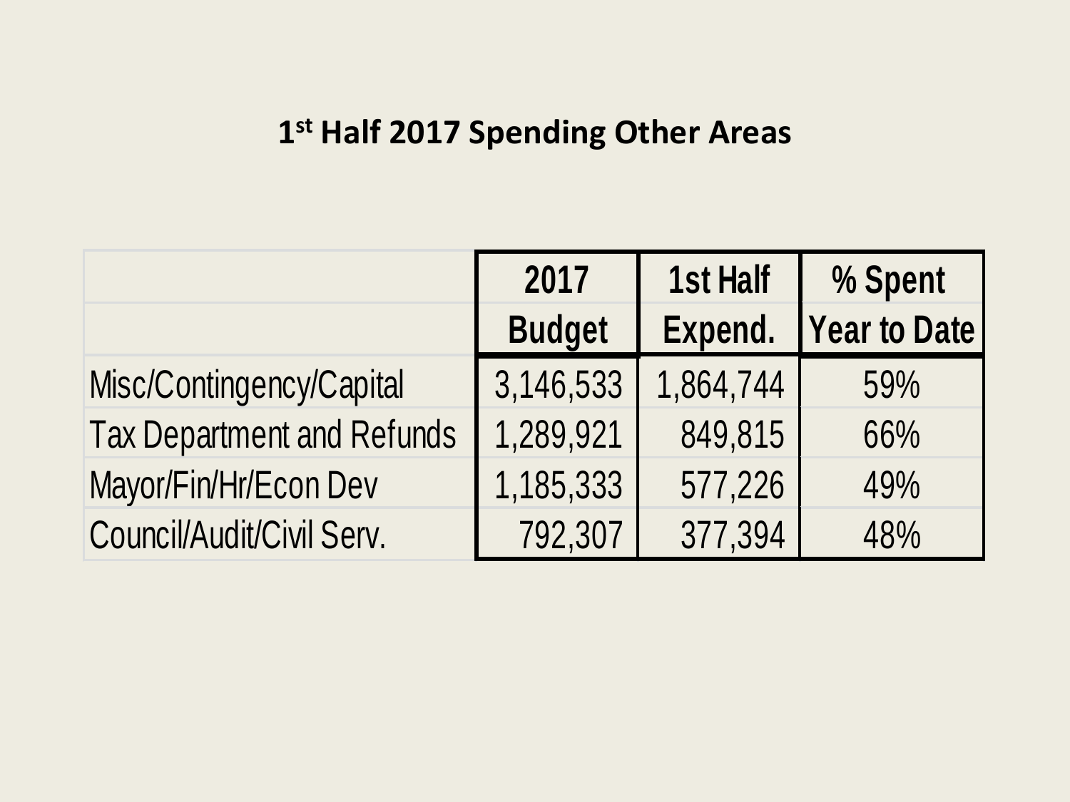# 1st Half 2017 Spending Other Areas

| | 2017 Budget | 1st Half Expend. | % Spent Year to Date |
|---|---|---|---|
| Misc/Contingency/Capital | 3,146,533 | 1,864,744 | 59% |
| Tax Department and Refunds | 1,289,921 | 849,815 | 66% |
| Mayor/Fin/Hr/Econ Dev | 1,185,333 | 577,226 | 49% |
| Council/Audit/Civil Serv. | 792,307 | 377,394 | 48% |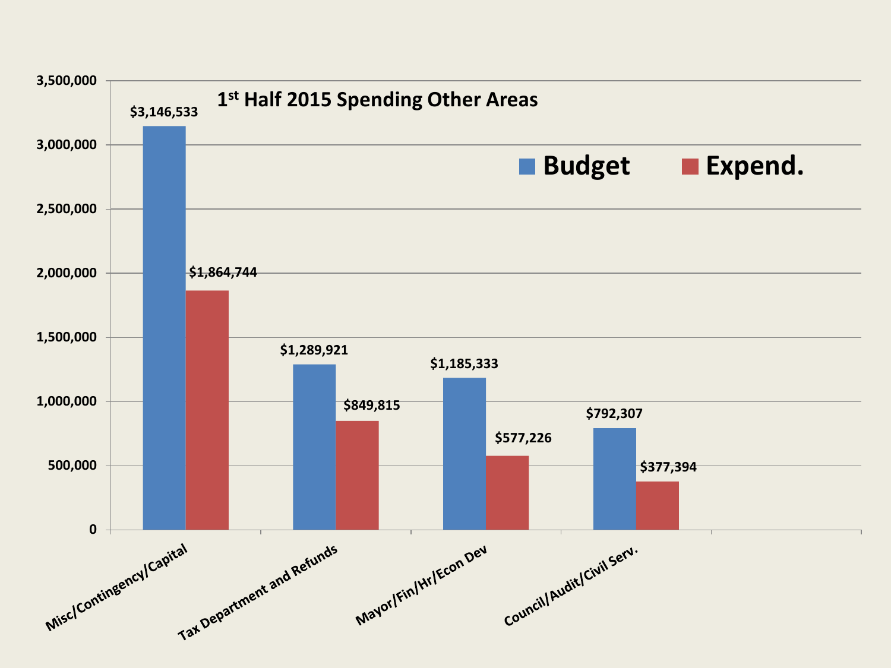# 1st Half 2015 Spending Other Areas

| Category | Budget | Expend. |
| --- | --- | --- |
| Misc/Contingency/Capital | $3,146,533 | $1,864,744 |
| Tax Department and Refunds | $1,289,921 | $849,815 |
| Mayor/Fin/Hr/Econ Dev | $1,185,333 | $577,226 |
| Council/Audit/Civil Serv. | $792,307 | $377,394 |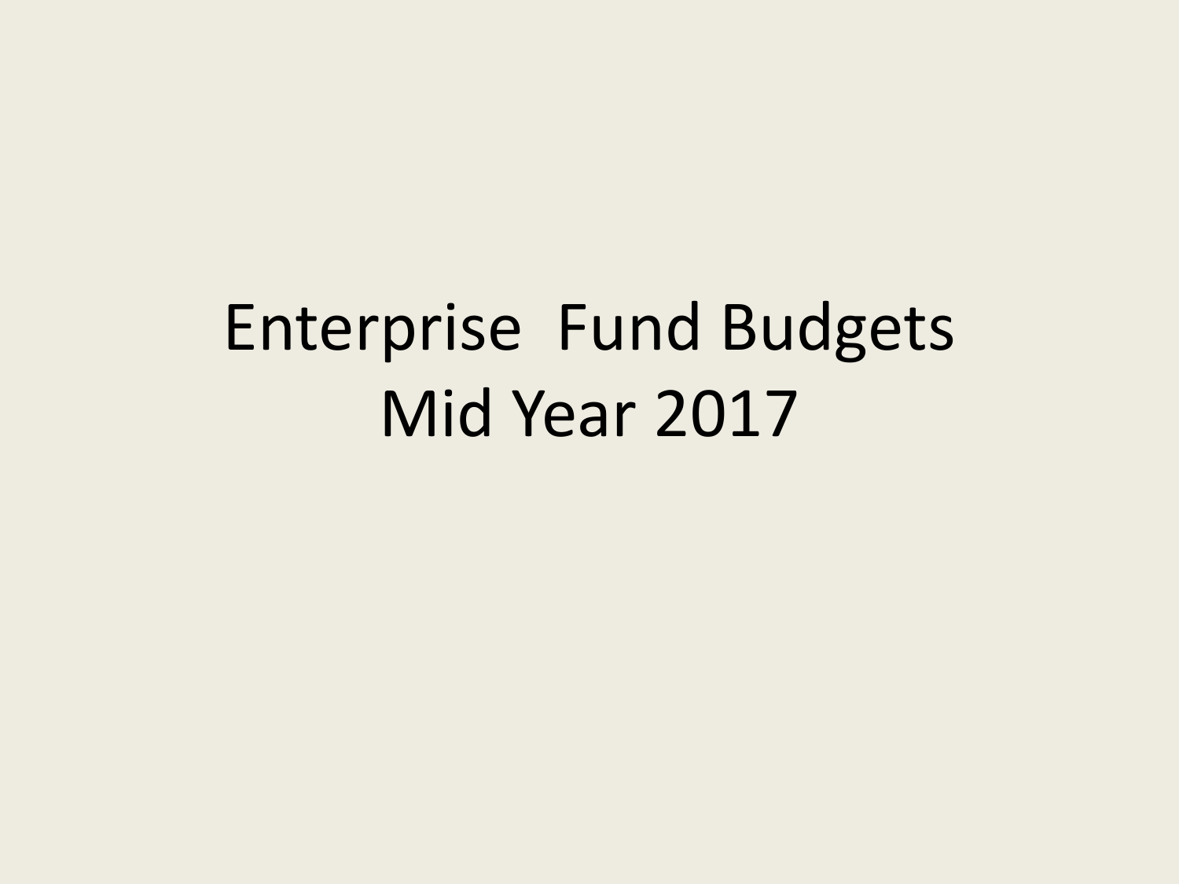# Enterprise Fund Budgets
# Mid Year 2017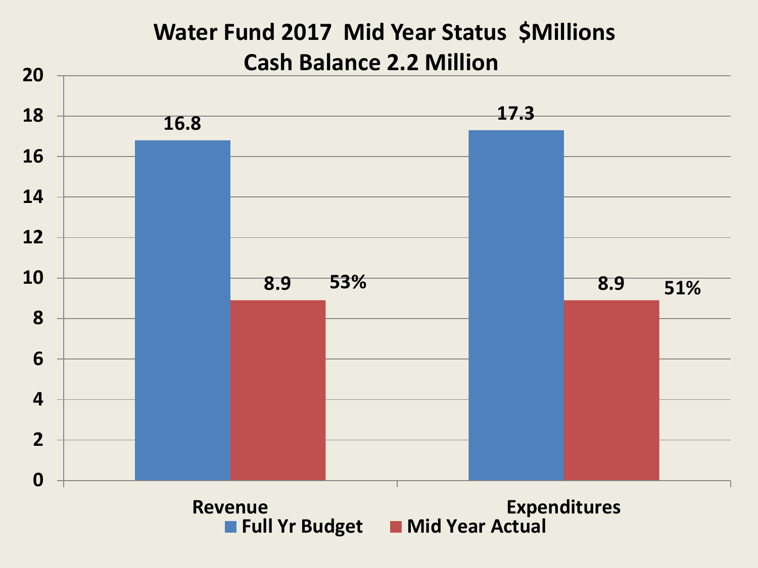# Water Fund 2017 Mid Year Status $Millions
## Cash Balance 2.2 Million

| | Full Yr Budget | Mid Year Actual | % |
|---|---|---|---|
| Revenue | 16.8 | 8.9 | 53% |
| Expenditures | 17.3 | 8.9 | 51% |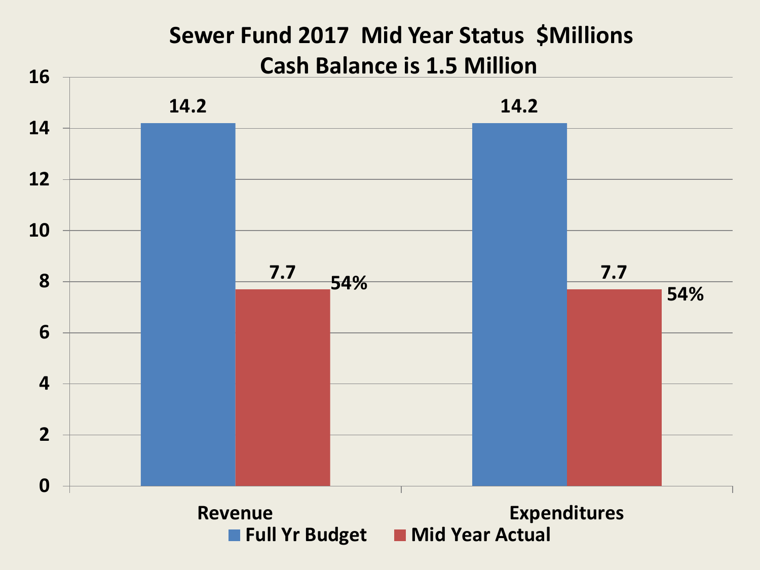# Sewer Fund 2017 Mid Year Status $Millions
## Cash Balance is 1.5 Million

| | Full Yr Budget | Mid Year Actual | % |
|---|---|---|---|
| Revenue | 14.2 | 7.7 | 54% |
| Expenditures | 14.2 | 7.7 | 54% |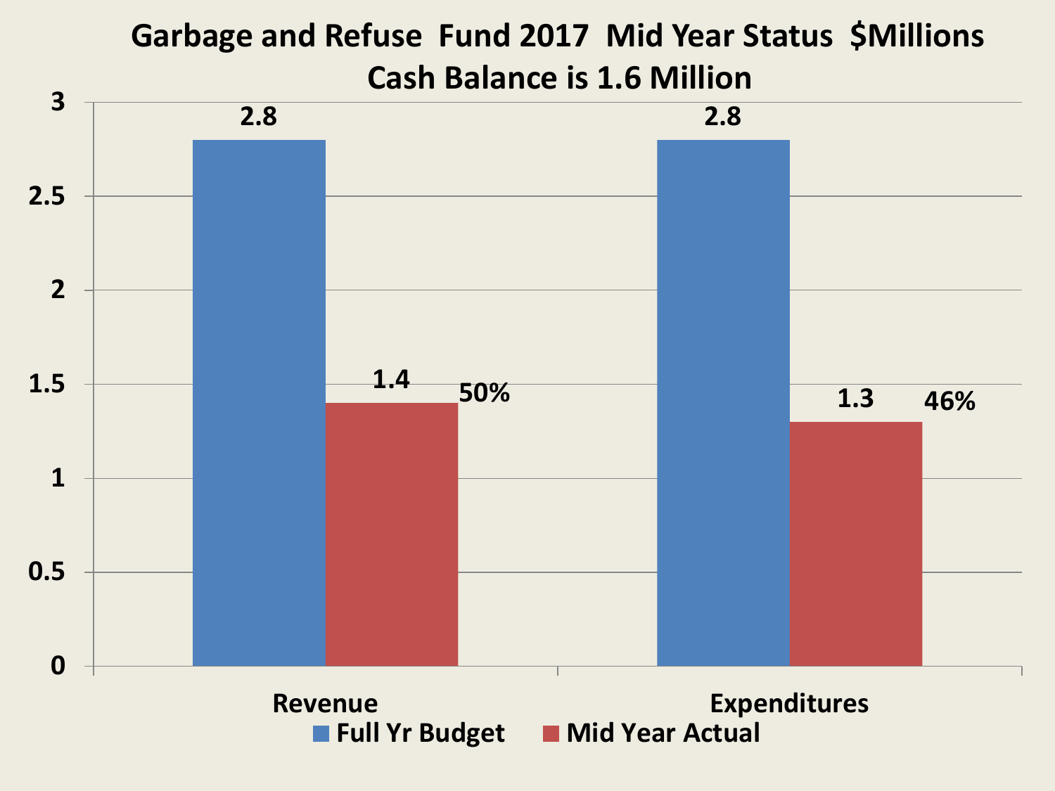# Garbage and Refuse Fund 2017 Mid Year Status $Millions

## Cash Balance is 1.6 Million

| | Full Yr Budget | Mid Year Actual | % |
|---|---|---|---|
| Revenue | 2.8 | 1.4 | 50% |
| Expenditures | 2.8 | 1.3 | 46% |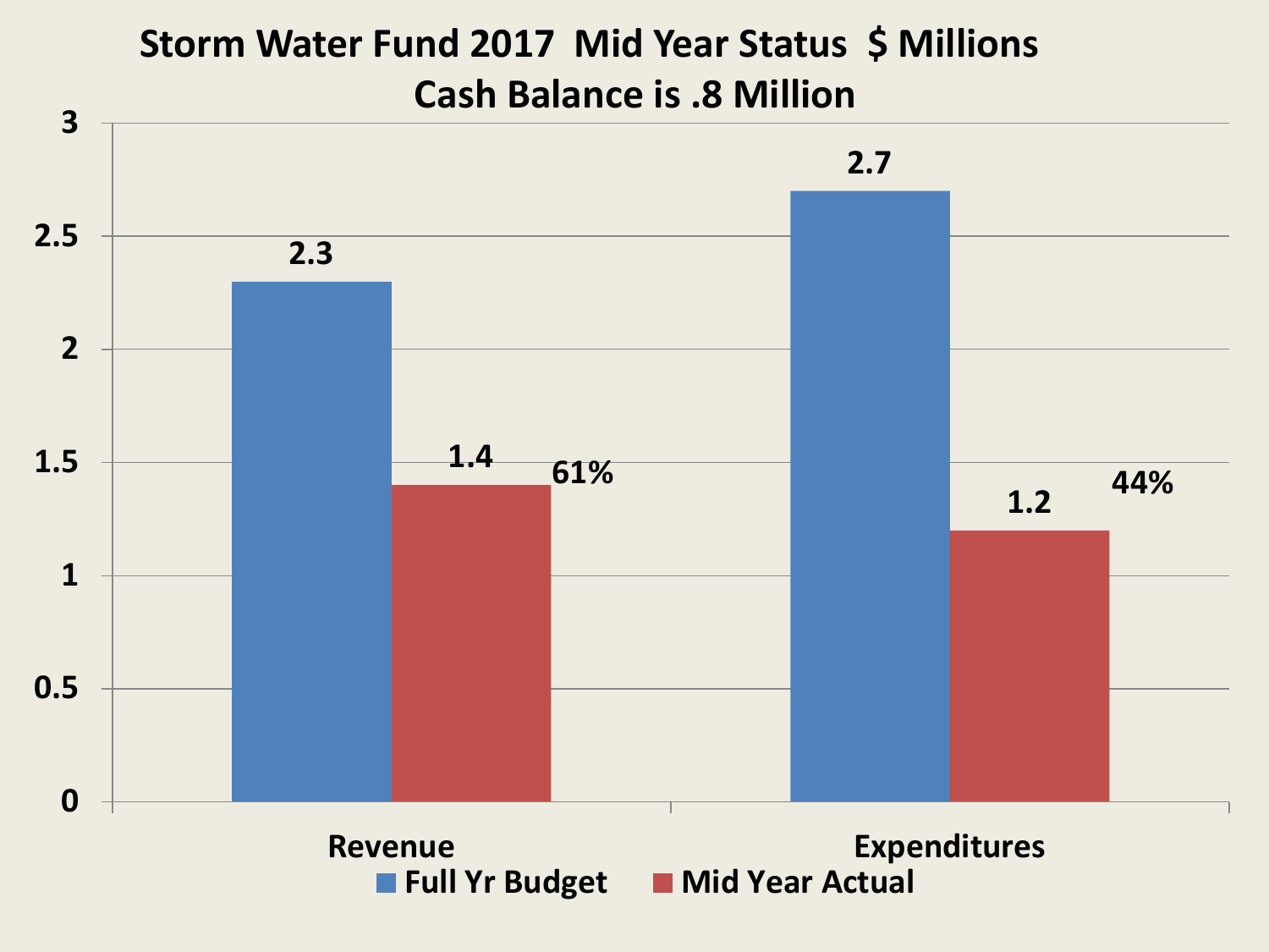# Storm Water Fund 2017 Mid Year Status $ Millions
## Cash Balance is .8 Million

3
2.5
2
1.5
1
0.5
0

2.3
1.4
61%
2.7
1.2
44%

Revenue
Expenditures

Full Yr Budget
Mid Year Actual